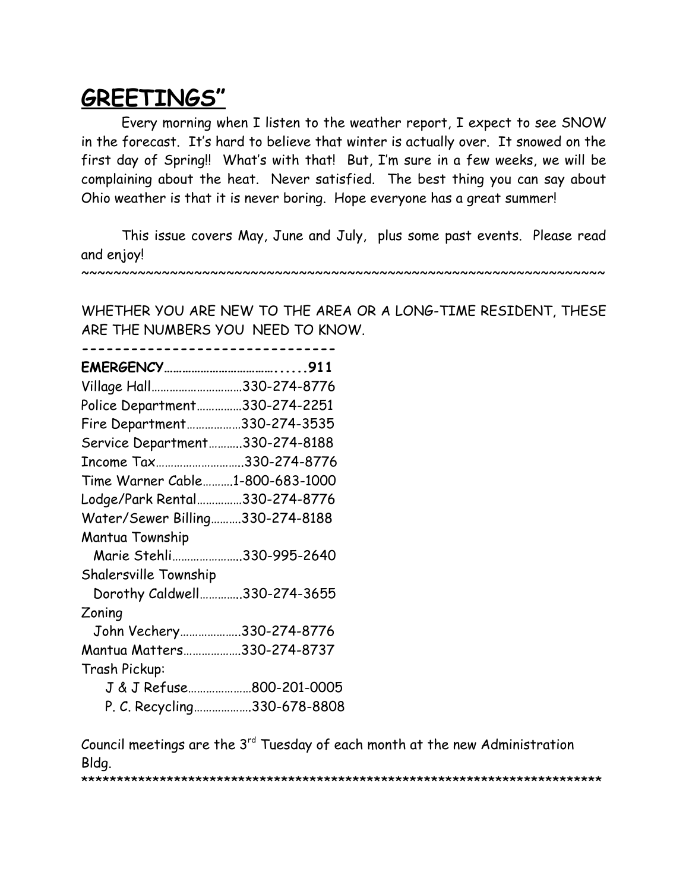# GREETINGS"

Every morning when I listen to the weather report, I expect to see SNOW in the forecast. It's hard to believe that winter is actually over. It snowed on the first day of Spring!! What's with that! But, I'm sure in a few weeks, we will be complaining about the heat. Never satisfied. The best thing you can say about Ohio weather is that it is never boring. Hope everyone has a great summer!

This issue covers May, June and July, plus some past events. Please read and enjoy!

~~~~~~~~~~~~~~~~~~~~~~~~~~~~~~~~~~~~~~~~~~~~~~~~~~~~~~~~~~~~~~~~~~~~~~~~

WHETHER YOU ARE NEW TO THE AREA OR A LONG-TIME RESIDENT, THESE ARE THE NUMBERS YOU NEED TO KNOW.

-------------------------------

**EMERGENCY……………………………......911**
Village Hall…………………………330-274-8776
Police Department……………330-274-2251
Fire Department………………330-274-3535
Service Department………..330-274-8188
Income Tax………………………..330-274-8776
Time Warner Cable……….1-800-683-1000
Lodge/Park Rental……………330-274-8776
Water/Sewer Billing……….330-274-8188
Mantua Township
  Marie Stehli…………………..330-995-2640
Shalersville Township
  Dorothy Caldwell…………..330-274-3655
Zoning
  John Vechery………………..330-274-8776
Mantua Matters……………….330-274-8737
Trash Pickup:
  J & J Refuse…………………800-201-0005
  P. C. Recycling……………….330-678-8808

Council meetings are the 3rd Tuesday of each month at the new Administration Bldg.

***************************************************************************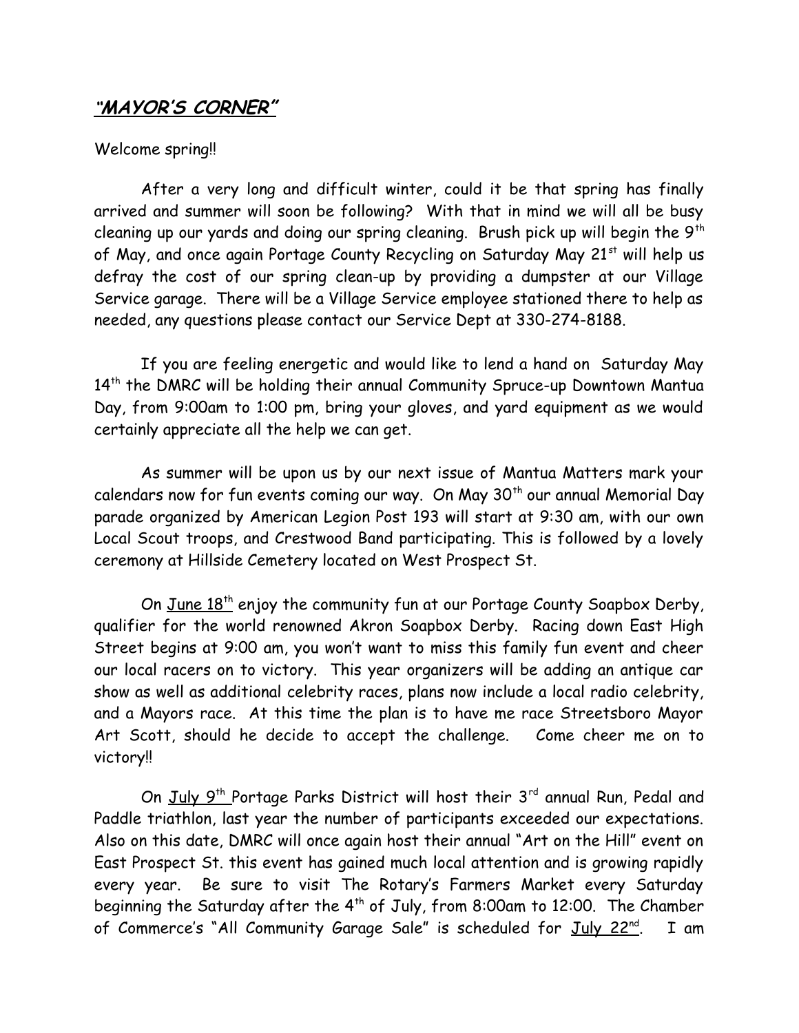## ***"MAYOR'S CORNER"***

Welcome spring!!

After a very long and difficult winter, could it be that spring has finally arrived and summer will soon be following? With that in mind we will all be busy cleaning up our yards and doing our spring cleaning. Brush pick up will begin the 9th of May, and once again Portage County Recycling on Saturday May 21st will help us defray the cost of our spring clean-up by providing a dumpster at our Village Service garage. There will be a Village Service employee stationed there to help as needed, any questions please contact our Service Dept at 330-274-8188.

If you are feeling energetic and would like to lend a hand on Saturday May 14th the DMRC will be holding their annual Community Spruce-up Downtown Mantua Day, from 9:00am to 1:00 pm, bring your gloves, and yard equipment as we would certainly appreciate all the help we can get.

As summer will be upon us by our next issue of Mantua Matters mark your calendars now for fun events coming our way. On May 30th our annual Memorial Day parade organized by American Legion Post 193 will start at 9:30 am, with our own Local Scout troops, and Crestwood Band participating. This is followed by a lovely ceremony at Hillside Cemetery located on West Prospect St.

On June 18th enjoy the community fun at our Portage County Soapbox Derby, qualifier for the world renowned Akron Soapbox Derby. Racing down East High Street begins at 9:00 am, you won't want to miss this family fun event and cheer our local racers on to victory. This year organizers will be adding an antique car show as well as additional celebrity races, plans now include a local radio celebrity, and a Mayors race. At this time the plan is to have me race Streetsboro Mayor Art Scott, should he decide to accept the challenge. Come cheer me on to victory!!

On July 9th Portage Parks District will host their 3rd annual Run, Pedal and Paddle triathlon, last year the number of participants exceeded our expectations. Also on this date, DMRC will once again host their annual "Art on the Hill" event on East Prospect St. this event has gained much local attention and is growing rapidly every year. Be sure to visit The Rotary's Farmers Market every Saturday beginning the Saturday after the 4th of July, from 8:00am to 12:00. The Chamber of Commerce's "All Community Garage Sale" is scheduled for July 22nd. I am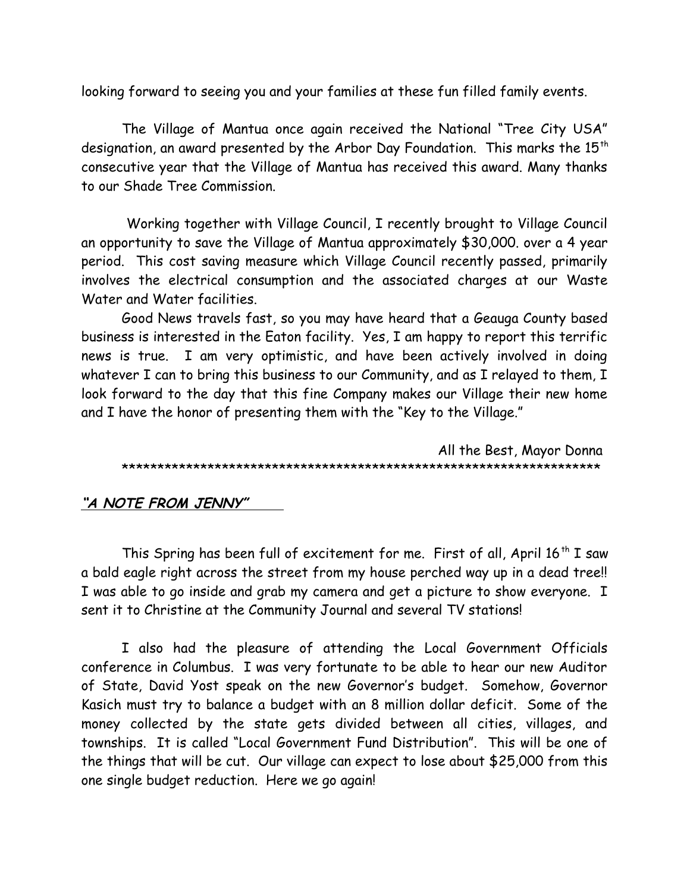looking forward to seeing you and your families at these fun filled family events.

The Village of Mantua once again received the National "Tree City USA" designation, an award presented by the Arbor Day Foundation. This marks the 15th consecutive year that the Village of Mantua has received this award. Many thanks to our Shade Tree Commission.

Working together with Village Council, I recently brought to Village Council an opportunity to save the Village of Mantua approximately $30,000. over a 4 year period. This cost saving measure which Village Council recently passed, primarily involves the electrical consumption and the associated charges at our Waste Water and Water facilities.

Good News travels fast, so you may have heard that a Geauga County based business is interested in the Eaton facility. Yes, I am happy to report this terrific news is true. I am very optimistic, and have been actively involved in doing whatever I can to bring this business to our Community, and as I relayed to them, I look forward to the day that this fine Company makes our Village their new home and I have the honor of presenting them with the "Key to the Village."

All the Best, Mayor Donna

*******************************************************************

## ***"A NOTE FROM JENNY"***

This Spring has been full of excitement for me. First of all, April 16th I saw a bald eagle right across the street from my house perched way up in a dead tree!! I was able to go inside and grab my camera and get a picture to show everyone. I sent it to Christine at the Community Journal and several TV stations!

I also had the pleasure of attending the Local Government Officials conference in Columbus. I was very fortunate to be able to hear our new Auditor of State, David Yost speak on the new Governor's budget. Somehow, Governor Kasich must try to balance a budget with an 8 million dollar deficit. Some of the money collected by the state gets divided between all cities, villages, and townships. It is called "Local Government Fund Distribution". This will be one of the things that will be cut. Our village can expect to lose about $25,000 from this one single budget reduction. Here we go again!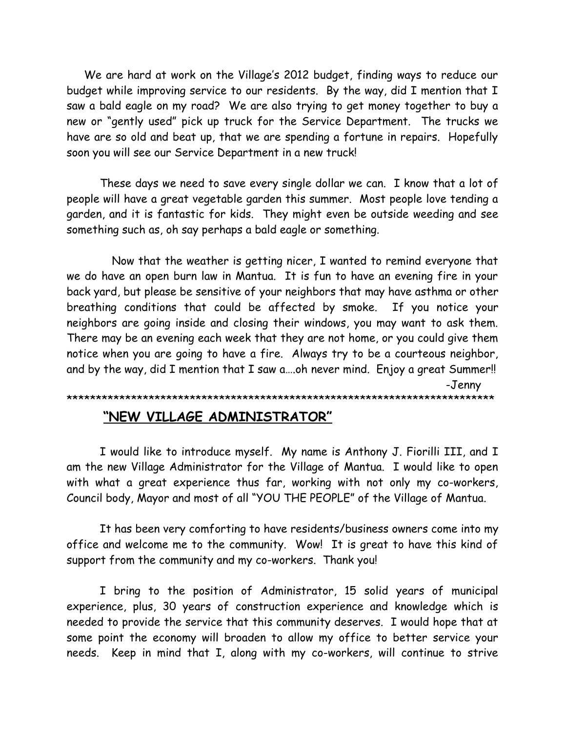We are hard at work on the Village's 2012 budget, finding ways to reduce our budget while improving service to our residents. By the way, did I mention that I saw a bald eagle on my road? We are also trying to get money together to buy a new or "gently used" pick up truck for the Service Department. The trucks we have are so old and beat up, that we are spending a fortune in repairs. Hopefully soon you will see our Service Department in a new truck!

These days we need to save every single dollar we can. I know that a lot of people will have a great vegetable garden this summer. Most people love tending a garden, and it is fantastic for kids. They might even be outside weeding and see something such as, oh say perhaps a bald eagle or something.

Now that the weather is getting nicer, I wanted to remind everyone that we do have an open burn law in Mantua. It is fun to have an evening fire in your back yard, but please be sensitive of your neighbors that may have asthma or other breathing conditions that could be affected by smoke. If you notice your neighbors are going inside and closing their windows, you may want to ask them. There may be an evening each week that they are not home, or you could give them notice when you are going to have a fire. Always try to be a courteous neighbor, and by the way, did I mention that I saw a….oh never mind. Enjoy a great Summer!!

-Jenny

**************************************************************************

## "NEW VILLAGE ADMINISTRATOR"

I would like to introduce myself. My name is Anthony J. Fiorilli III, and I am the new Village Administrator for the Village of Mantua. I would like to open with what a great experience thus far, working with not only my co-workers, Council body, Mayor and most of all "YOU THE PEOPLE" of the Village of Mantua.

It has been very comforting to have residents/business owners come into my office and welcome me to the community. Wow! It is great to have this kind of support from the community and my co-workers. Thank you!

I bring to the position of Administrator, 15 solid years of municipal experience, plus, 30 years of construction experience and knowledge which is needed to provide the service that this community deserves. I would hope that at some point the economy will broaden to allow my office to better service your needs. Keep in mind that I, along with my co-workers, will continue to strive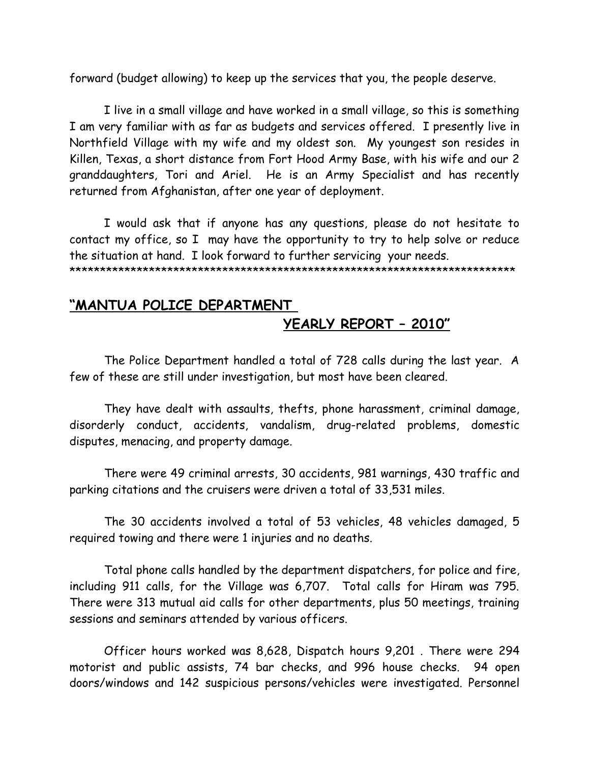forward (budget allowing) to keep up the services that you, the people deserve.

I live in a small village and have worked in a small village, so this is something I am very familiar with as far as budgets and services offered. I presently live in Northfield Village with my wife and my oldest son. My youngest son resides in Killen, Texas, a short distance from Fort Hood Army Base, with his wife and our 2 granddaughters, Tori and Ariel. He is an Army Specialist and has recently returned from Afghanistan, after one year of deployment.

I would ask that if anyone has any questions, please do not hesitate to contact my office, so I may have the opportunity to try to help solve or reduce the situation at hand. I look forward to further servicing your needs.
**************************************************************************

## "MANTUA POLICE DEPARTMENT YEARLY REPORT – 2010"

The Police Department handled a total of 728 calls during the last year. A few of these are still under investigation, but most have been cleared.

They have dealt with assaults, thefts, phone harassment, criminal damage, disorderly conduct, accidents, vandalism, drug-related problems, domestic disputes, menacing, and property damage.

There were 49 criminal arrests, 30 accidents, 981 warnings, 430 traffic and parking citations and the cruisers were driven a total of 33,531 miles.

The 30 accidents involved a total of 53 vehicles, 48 vehicles damaged, 5 required towing and there were 1 injuries and no deaths.

Total phone calls handled by the department dispatchers, for police and fire, including 911 calls, for the Village was 6,707. Total calls for Hiram was 795. There were 313 mutual aid calls for other departments, plus 50 meetings, training sessions and seminars attended by various officers.

Officer hours worked was 8,628, Dispatch hours 9,201 . There were 294 motorist and public assists, 74 bar checks, and 996 house checks. 94 open doors/windows and 142 suspicious persons/vehicles were investigated. Personnel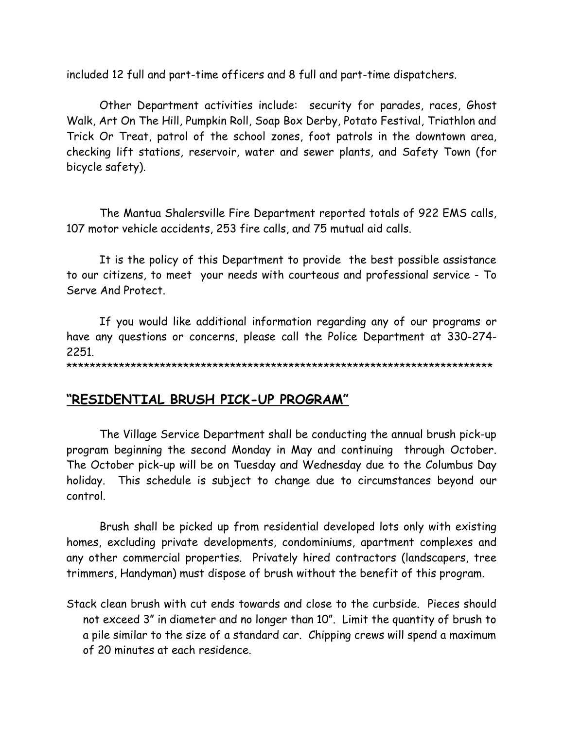included 12 full and part-time officers and 8 full and part-time dispatchers.

Other Department activities include: security for parades, races, Ghost Walk, Art On The Hill, Pumpkin Roll, Soap Box Derby, Potato Festival, Triathlon and Trick Or Treat, patrol of the school zones, foot patrols in the downtown area, checking lift stations, reservoir, water and sewer plants, and Safety Town (for bicycle safety).

The Mantua Shalersville Fire Department reported totals of 922 EMS calls, 107 motor vehicle accidents, 253 fire calls, and 75 mutual aid calls.

It is the policy of this Department to provide the best possible assistance to our citizens, to meet your needs with courteous and professional service - To Serve And Protect.

If you would like additional information regarding any of our programs or have any questions or concerns, please call the Police Department at 330-274-2251.

*************************************************************************

## **"RESIDENTIAL BRUSH PICK-UP PROGRAM"**

The Village Service Department shall be conducting the annual brush pick-up program beginning the second Monday in May and continuing through October. The October pick-up will be on Tuesday and Wednesday due to the Columbus Day holiday. This schedule is subject to change due to circumstances beyond our control.

Brush shall be picked up from residential developed lots only with existing homes, excluding private developments, condominiums, apartment complexes and any other commercial properties. Privately hired contractors (landscapers, tree trimmers, Handyman) must dispose of brush without the benefit of this program.

Stack clean brush with cut ends towards and close to the curbside. Pieces should not exceed 3" in diameter and no longer than 10". Limit the quantity of brush to a pile similar to the size of a standard car. Chipping crews will spend a maximum of 20 minutes at each residence.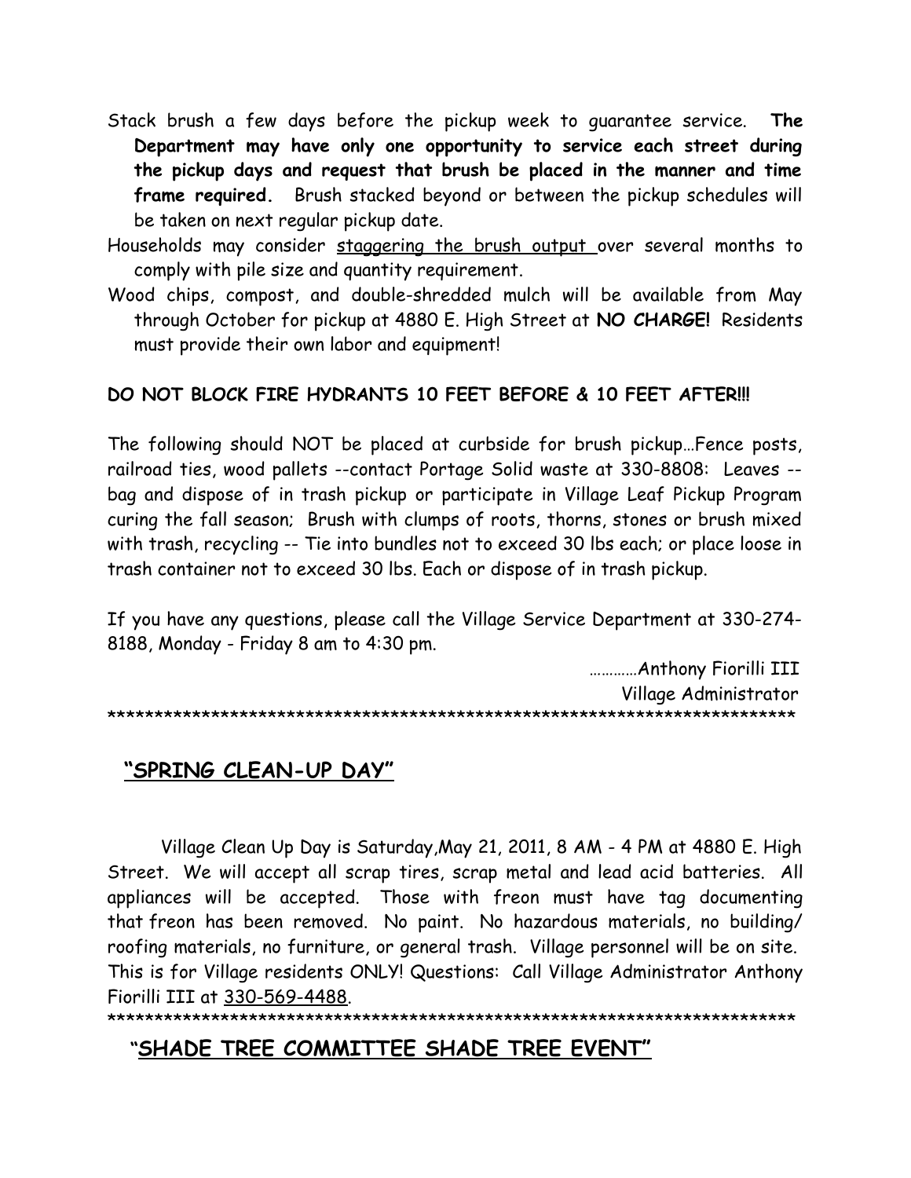Stack brush a few days before the pickup week to guarantee service. **The Department may have only one opportunity to service each street during the pickup days and request that brush be placed in the manner and time frame required.** Brush stacked beyond or between the pickup schedules will be taken on next regular pickup date.

Households may consider staggering the brush output over several months to comply with pile size and quantity requirement.

Wood chips, compost, and double-shredded mulch will be available from May through October for pickup at 4880 E. High Street at **NO CHARGE!** Residents must provide their own labor and equipment!

**DO NOT BLOCK FIRE HYDRANTS 10 FEET BEFORE & 10 FEET AFTER!!!**

The following should NOT be placed at curbside for brush pickup…Fence posts, railroad ties, wood pallets --contact Portage Solid waste at 330-8808: Leaves --bag and dispose of in trash pickup or participate in Village Leaf Pickup Program curing the fall season; Brush with clumps of roots, thorns, stones or brush mixed with trash, recycling -- Tie into bundles not to exceed 30 lbs each; or place loose in trash container not to exceed 30 lbs. Each or dispose of in trash pickup.

If you have any questions, please call the Village Service Department at 330-274-8188, Monday - Friday 8 am to 4:30 pm.

…………Anthony Fiorilli III
Village Administrator

*************************************************************************

## "SPRING CLEAN-UP DAY"

Village Clean Up Day is Saturday,May 21, 2011, 8 AM - 4 PM at 4880 E. High Street. We will accept all scrap tires, scrap metal and lead acid batteries. All appliances will be accepted. Those with freon must have tag documenting that freon has been removed. No paint. No hazardous materials, no building/ roofing materials, no furniture, or general trash. Village personnel will be on site. This is for Village residents ONLY! Questions: Call Village Administrator Anthony Fiorilli III at 330-569-4488.

*************************************************************************

## "SHADE TREE COMMITTEE SHADE TREE EVENT"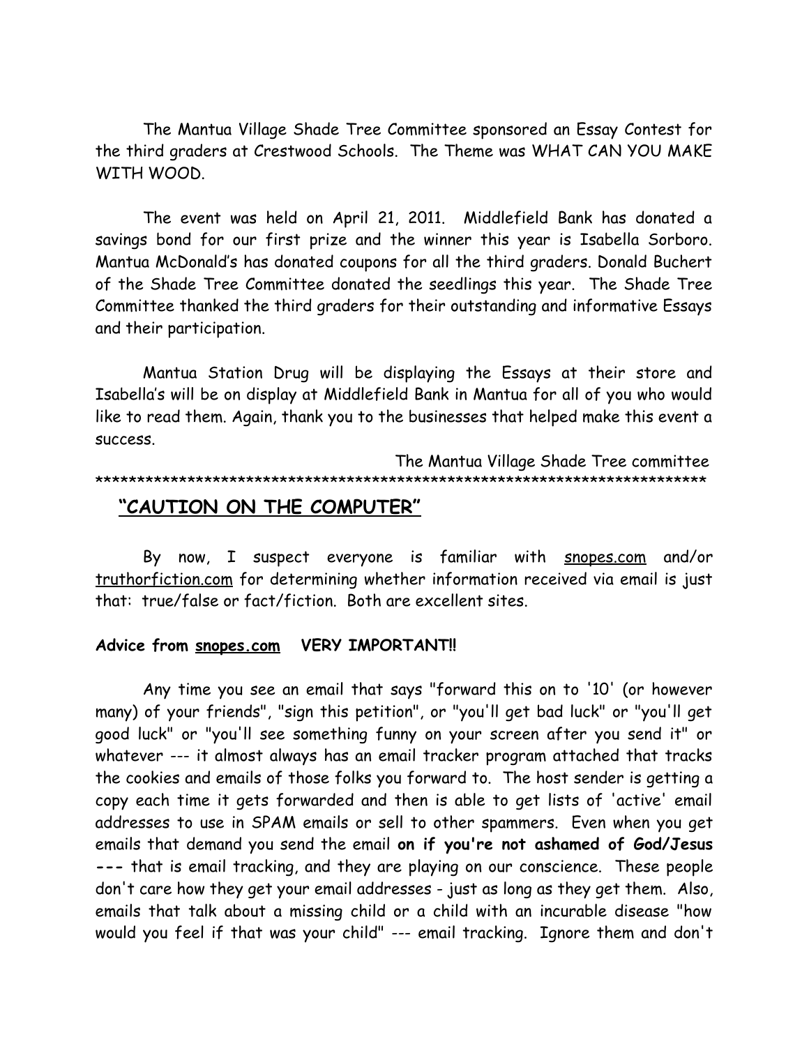The Mantua Village Shade Tree Committee sponsored an Essay Contest for the third graders at Crestwood Schools. The Theme was WHAT CAN YOU MAKE WITH WOOD.

The event was held on April 21, 2011. Middlefield Bank has donated a savings bond for our first prize and the winner this year is Isabella Sorboro. Mantua McDonald's has donated coupons for all the third graders. Donald Buchert of the Shade Tree Committee donated the seedlings this year. The Shade Tree Committee thanked the third graders for their outstanding and informative Essays and their participation.

Mantua Station Drug will be displaying the Essays at their store and Isabella's will be on display at Middlefield Bank in Mantua for all of you who would like to read them. Again, thank you to the businesses that helped make this event a success.

The Mantua Village Shade Tree committee

***************************************************************************

## "CAUTION ON THE COMPUTER"

By now, I suspect everyone is familiar with snopes.com and/or truthorfiction.com for determining whether information received via email is just that: true/false or fact/fiction. Both are excellent sites.

**Advice from snopes.com VERY IMPORTANT!!**

Any time you see an email that says "forward this on to '10' (or however many) of your friends", "sign this petition", or "you'll get bad luck" or "you'll get good luck" or "you'll see something funny on your screen after you send it" or whatever --- it almost always has an email tracker program attached that tracks the cookies and emails of those folks you forward to. The host sender is getting a copy each time it gets forwarded and then is able to get lists of 'active' email addresses to use in SPAM emails or sell to other spammers. Even when you get emails that demand you send the email **on if you're not ashamed of God/Jesus ---** that is email tracking, and they are playing on our conscience. These people don't care how they get your email addresses - just as long as they get them. Also, emails that talk about a missing child or a child with an incurable disease "how would you feel if that was your child" --- email tracking. Ignore them and don't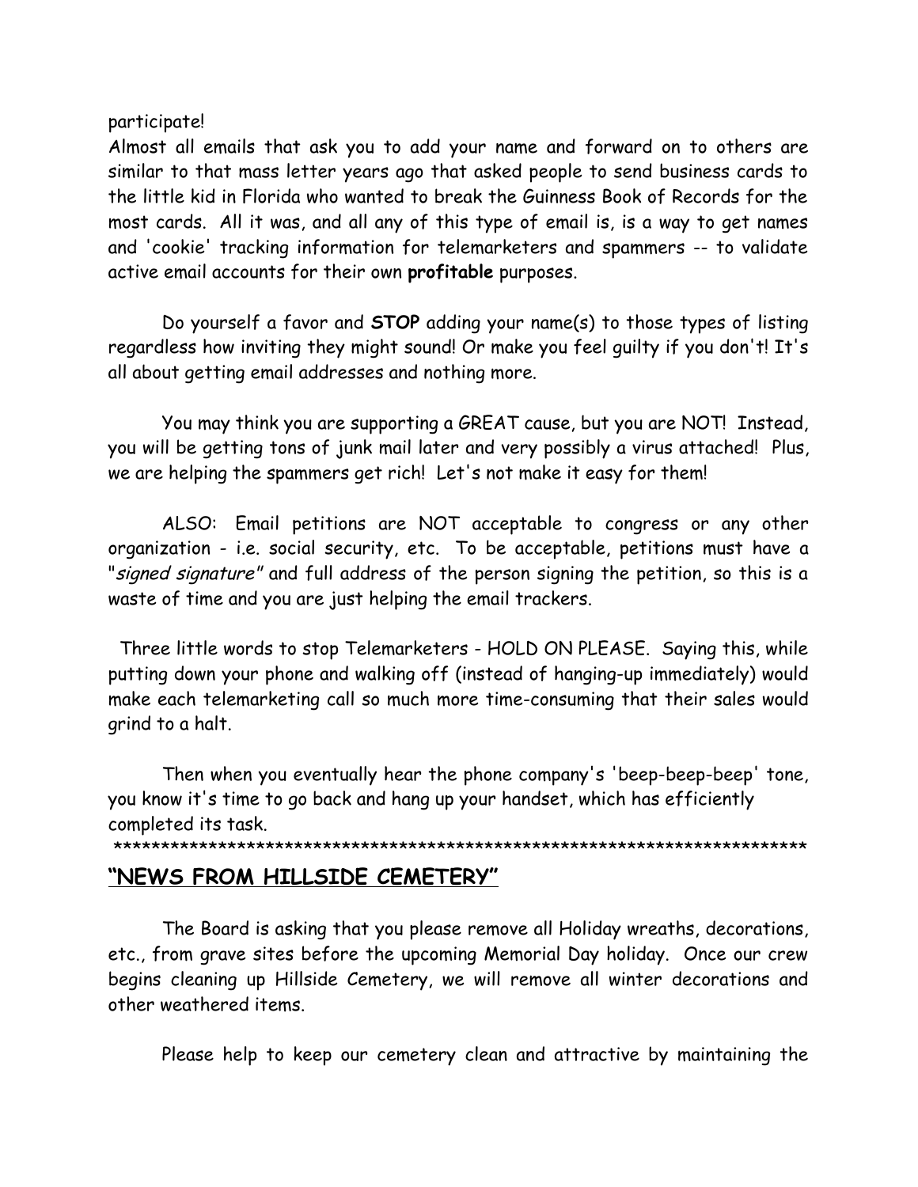participate!

Almost all emails that ask you to add your name and forward on to others are similar to that mass letter years ago that asked people to send business cards to the little kid in Florida who wanted to break the Guinness Book of Records for the most cards. All it was, and all any of this type of email is, is a way to get names and 'cookie' tracking information for telemarketers and spammers -- to validate active email accounts for their own **profitable** purposes.

Do yourself a favor and **STOP** adding your name(s) to those types of listing regardless how inviting they might sound! Or make you feel guilty if you don't! It's all about getting email addresses and nothing more.

You may think you are supporting a GREAT cause, but you are NOT! Instead, you will be getting tons of junk mail later and very possibly a virus attached! Plus, we are helping the spammers get rich! Let's not make it easy for them!

ALSO: Email petitions are NOT acceptable to congress or any other organization - i.e. social security, etc. To be acceptable, petitions must have a "*signed signature*" and full address of the person signing the petition, so this is a waste of time and you are just helping the email trackers.

Three little words to stop Telemarketers - HOLD ON PLEASE. Saying this, while putting down your phone and walking off (instead of hanging-up immediately) would make each telemarketing call so much more time-consuming that their sales would grind to a halt.

Then when you eventually hear the phone company's 'beep-beep-beep' tone, you know it's time to go back and hang up your handset, which has efficiently completed its task.

***************************************************************************

## "NEWS FROM HILLSIDE CEMETERY"

The Board is asking that you please remove all Holiday wreaths, decorations, etc., from grave sites before the upcoming Memorial Day holiday. Once our crew begins cleaning up Hillside Cemetery, we will remove all winter decorations and other weathered items.

Please help to keep our cemetery clean and attractive by maintaining the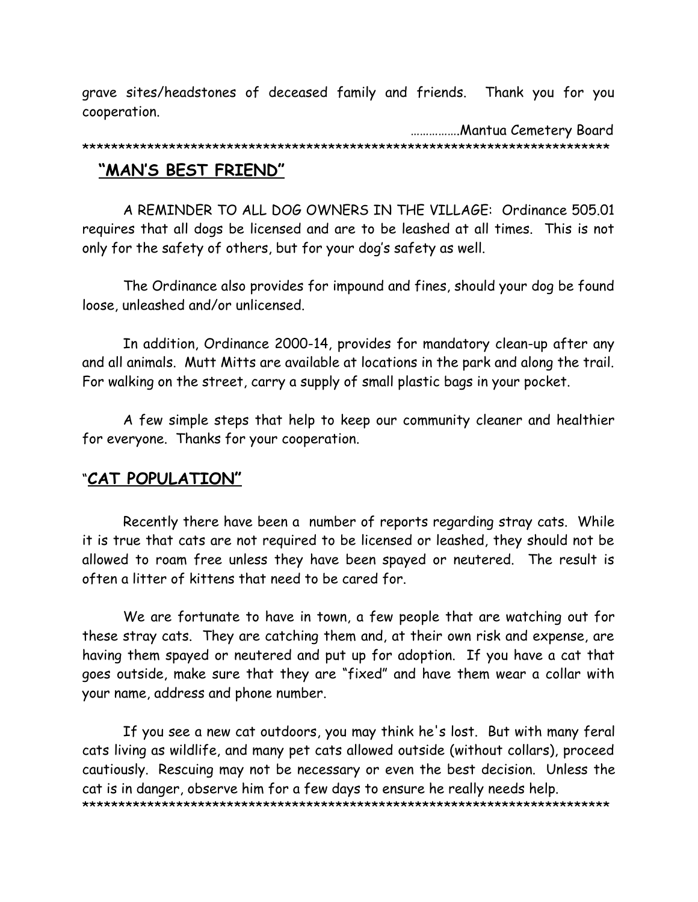grave sites/headstones of deceased family and friends. Thank you for you cooperation.

…………….Mantua Cemetery Board

***************************************************************************

## **"MAN'S BEST FRIEND"**

A REMINDER TO ALL DOG OWNERS IN THE VILLAGE: Ordinance 505.01 requires that all dogs be licensed and are to be leashed at all times. This is not only for the safety of others, but for your dog's safety as well.

The Ordinance also provides for impound and fines, should your dog be found loose, unleashed and/or unlicensed.

In addition, Ordinance 2000-14, provides for mandatory clean-up after any and all animals. Mutt Mitts are available at locations in the park and along the trail. For walking on the street, carry a supply of small plastic bags in your pocket.

A few simple steps that help to keep our community cleaner and healthier for everyone. Thanks for your cooperation.

## "**CAT POPULATION"**

Recently there have been a number of reports regarding stray cats. While it is true that cats are not required to be licensed or leashed, they should not be allowed to roam free unless they have been spayed or neutered. The result is often a litter of kittens that need to be cared for.

We are fortunate to have in town, a few people that are watching out for these stray cats. They are catching them and, at their own risk and expense, are having them spayed or neutered and put up for adoption. If you have a cat that goes outside, make sure that they are "fixed" and have them wear a collar with your name, address and phone number.

If you see a new cat outdoors, you may think he's lost. But with many feral cats living as wildlife, and many pet cats allowed outside (without collars), proceed cautiously. Rescuing may not be necessary or even the best decision. Unless the cat is in danger, observe him for a few days to ensure he really needs help.

***************************************************************************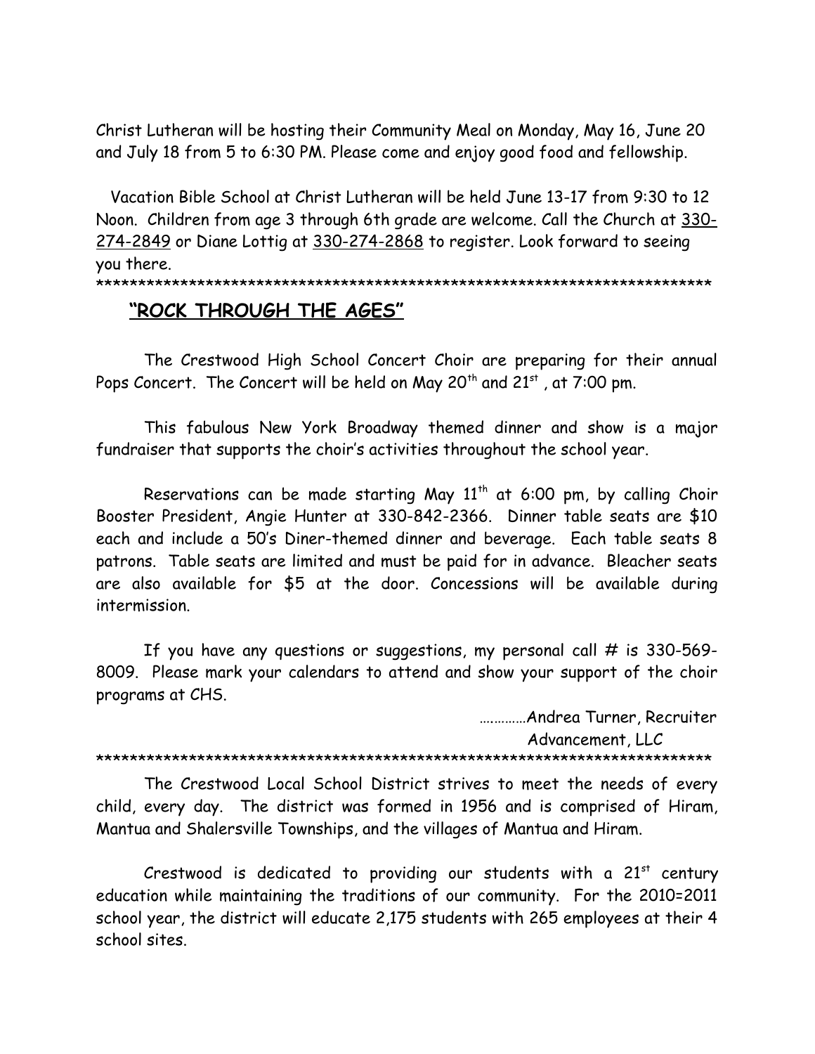Christ Lutheran will be hosting their Community Meal on Monday, May 16, June 20 and July 18 from 5 to 6:30 PM. Please come and enjoy good food and fellowship.

Vacation Bible School at Christ Lutheran will be held June 13-17 from 9:30 to 12 Noon. Children from age 3 through 6th grade are welcome. Call the Church at 330-274-2849 or Diane Lottig at 330-274-2868 to register. Look forward to seeing you there.

***************************************************************************

## "ROCK THROUGH THE AGES"

The Crestwood High School Concert Choir are preparing for their annual Pops Concert. The Concert will be held on May 20th and 21st, at 7:00 pm.

This fabulous New York Broadway themed dinner and show is a major fundraiser that supports the choir's activities throughout the school year.

Reservations can be made starting May 11th at 6:00 pm, by calling Choir Booster President, Angie Hunter at 330-842-2366. Dinner table seats are $10 each and include a 50's Diner-themed dinner and beverage. Each table seats 8 patrons. Table seats are limited and must be paid for in advance. Bleacher seats are also available for $5 at the door. Concessions will be available during intermission.

If you have any questions or suggestions, my personal call # is 330-569-8009. Please mark your calendars to attend and show your support of the choir programs at CHS.

…………Andrea Turner, Recruiter
Advancement, LLC

***************************************************************************

The Crestwood Local School District strives to meet the needs of every child, every day. The district was formed in 1956 and is comprised of Hiram, Mantua and Shalersville Townships, and the villages of Mantua and Hiram.

Crestwood is dedicated to providing our students with a 21st century education while maintaining the traditions of our community. For the 2010=2011 school year, the district will educate 2,175 students with 265 employees at their 4 school sites.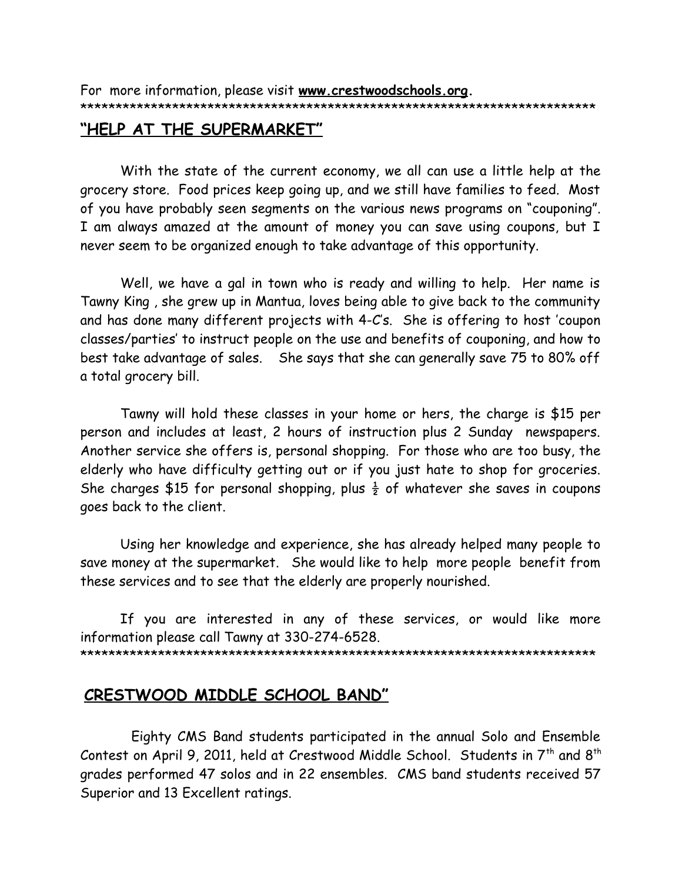For more information, please visit **www.crestwoodschools.org.**

*************************************************************************

## "HELP AT THE SUPERMARKET"

With the state of the current economy, we all can use a little help at the grocery store. Food prices keep going up, and we still have families to feed. Most of you have probably seen segments on the various news programs on "couponing". I am always amazed at the amount of money you can save using coupons, but I never seem to be organized enough to take advantage of this opportunity.

Well, we have a gal in town who is ready and willing to help. Her name is Tawny King , she grew up in Mantua, loves being able to give back to the community and has done many different projects with 4-C's. She is offering to host 'coupon classes/parties' to instruct people on the use and benefits of couponing, and how to best take advantage of sales. She says that she can generally save 75 to 80% off a total grocery bill.

Tawny will hold these classes in your home or hers, the charge is $15 per person and includes at least, 2 hours of instruction plus 2 Sunday newspapers. Another service she offers is, personal shopping. For those who are too busy, the elderly who have difficulty getting out or if you just hate to shop for groceries. She charges $15 for personal shopping, plus ½ of whatever she saves in coupons goes back to the client.

Using her knowledge and experience, she has already helped many people to save money at the supermarket. She would like to help more people benefit from these services and to see that the elderly are properly nourished.

If you are interested in any of these services, or would like more information please call Tawny at 330-274-6528.

*************************************************************************

## CRESTWOOD MIDDLE SCHOOL BAND"

Eighty CMS Band students participated in the annual Solo and Ensemble Contest on April 9, 2011, held at Crestwood Middle School. Students in 7th and 8th grades performed 47 solos and in 22 ensembles. CMS band students received 57 Superior and 13 Excellent ratings.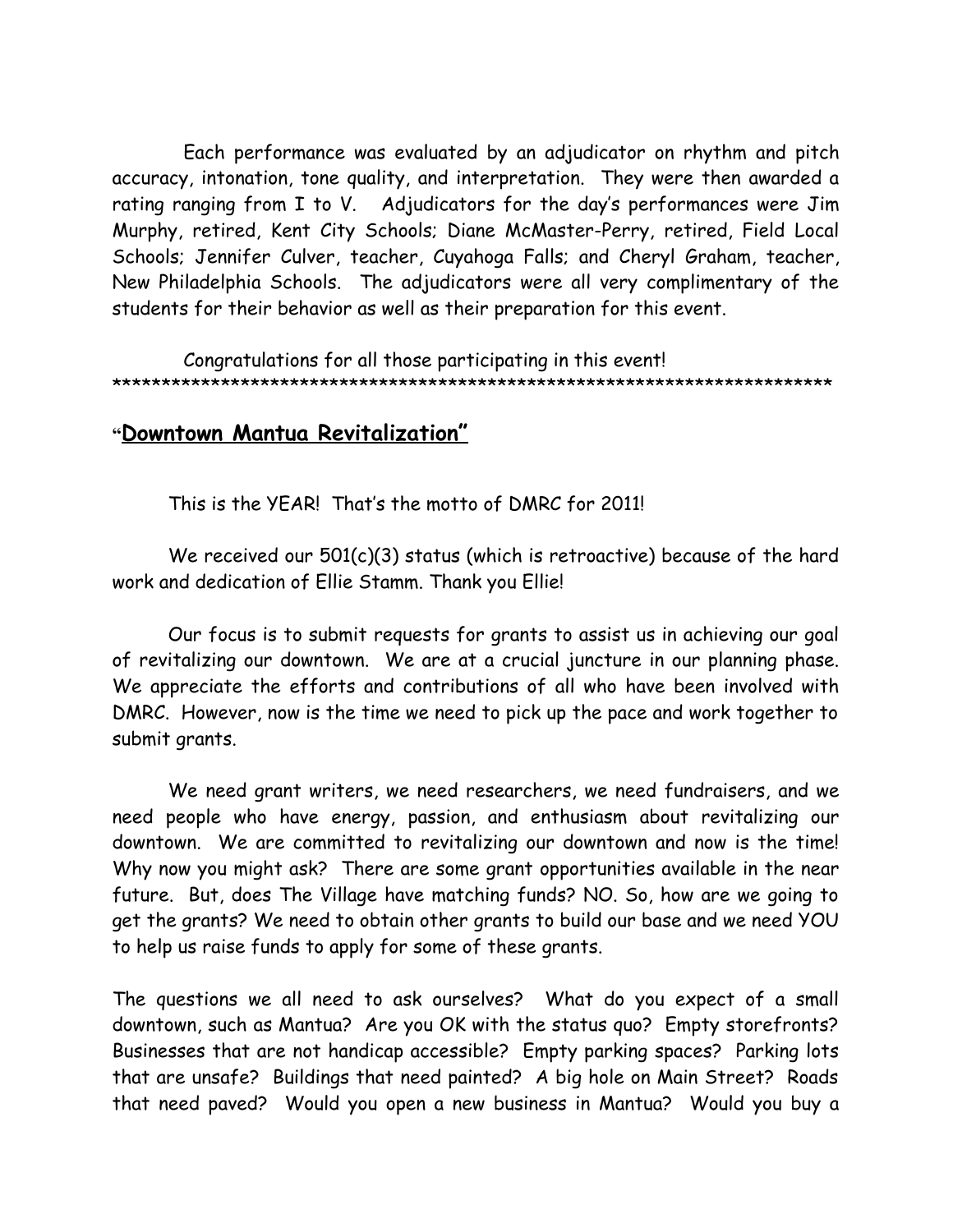Each performance was evaluated by an adjudicator on rhythm and pitch accuracy, intonation, tone quality, and interpretation. They were then awarded a rating ranging from I to V. Adjudicators for the day's performances were Jim Murphy, retired, Kent City Schools; Diane McMaster-Perry, retired, Field Local Schools; Jennifer Culver, teacher, Cuyahoga Falls; and Cheryl Graham, teacher, New Philadelphia Schools. The adjudicators were all very complimentary of the students for their behavior as well as their preparation for this event.

Congratulations for all those participating in this event!
**************************************************************************

## "Downtown Mantua Revitalization"

This is the YEAR! That's the motto of DMRC for 2011!

We received our 501(c)(3) status (which is retroactive) because of the hard work and dedication of Ellie Stamm. Thank you Ellie!

Our focus is to submit requests for grants to assist us in achieving our goal of revitalizing our downtown. We are at a crucial juncture in our planning phase. We appreciate the efforts and contributions of all who have been involved with DMRC. However, now is the time we need to pick up the pace and work together to submit grants.

We need grant writers, we need researchers, we need fundraisers, and we need people who have energy, passion, and enthusiasm about revitalizing our downtown. We are committed to revitalizing our downtown and now is the time! Why now you might ask? There are some grant opportunities available in the near future. But, does The Village have matching funds? NO. So, how are we going to get the grants? We need to obtain other grants to build our base and we need YOU to help us raise funds to apply for some of these grants.

The questions we all need to ask ourselves? What do you expect of a small downtown, such as Mantua? Are you OK with the status quo? Empty storefronts? Businesses that are not handicap accessible? Empty parking spaces? Parking lots that are unsafe? Buildings that need painted? A big hole on Main Street? Roads that need paved? Would you open a new business in Mantua? Would you buy a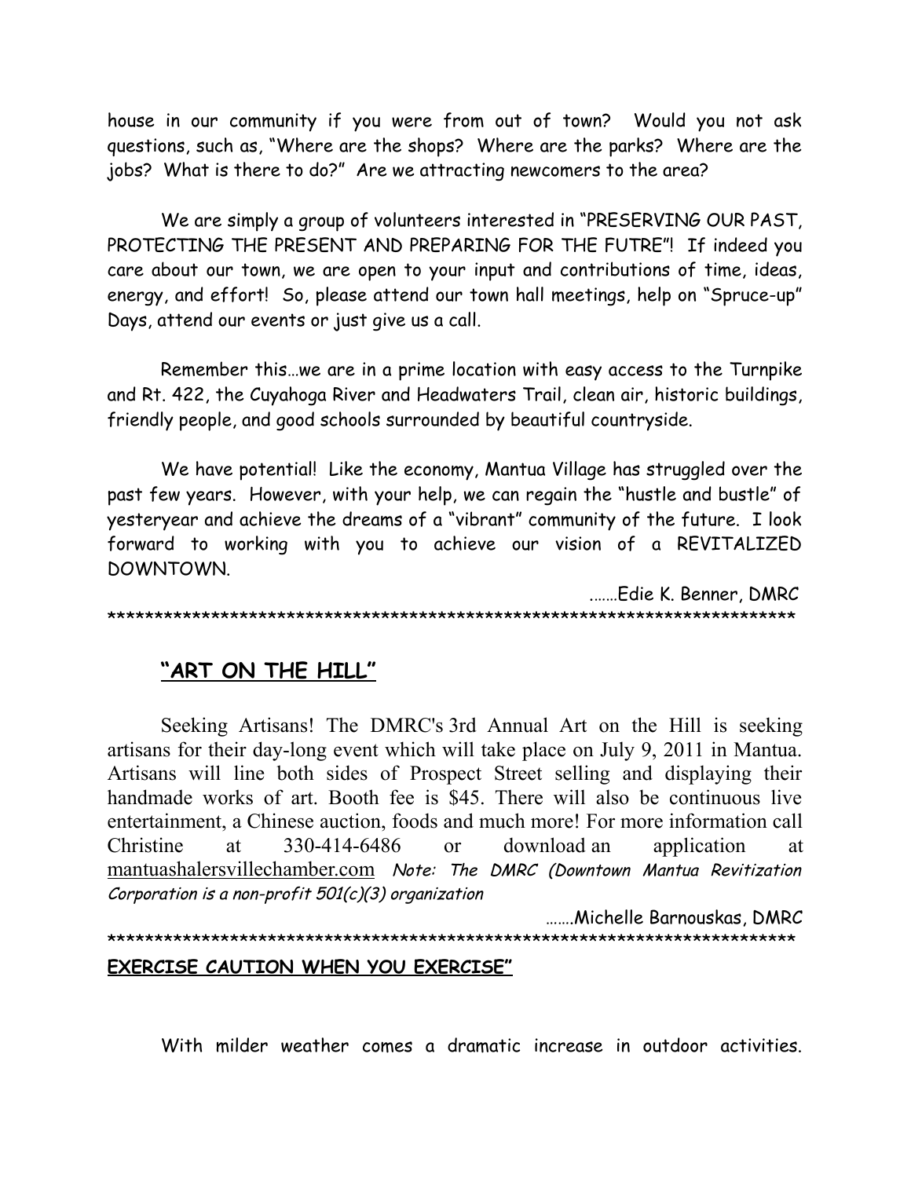house in our community if you were from out of town? Would you not ask questions, such as, "Where are the shops? Where are the parks? Where are the jobs? What is there to do?" Are we attracting newcomers to the area?

We are simply a group of volunteers interested in "PRESERVING OUR PAST, PROTECTING THE PRESENT AND PREPARING FOR THE FUTRE"! If indeed you care about our town, we are open to your input and contributions of time, ideas, energy, and effort! So, please attend our town hall meetings, help on "Spruce-up" Days, attend our events or just give us a call.

Remember this…we are in a prime location with easy access to the Turnpike and Rt. 422, the Cuyahoga River and Headwaters Trail, clean air, historic buildings, friendly people, and good schools surrounded by beautiful countryside.

We have potential! Like the economy, Mantua Village has struggled over the past few years. However, with your help, we can regain the "hustle and bustle" of yesteryear and achieve the dreams of a "vibrant" community of the future. I look forward to working with you to achieve our vision of a REVITALIZED DOWNTOWN.

…….Edie K. Benner, DMRC

***************************************************************************

## "ART ON THE HILL"

Seeking Artisans! The DMRC's 3rd Annual Art on the Hill is seeking artisans for their day-long event which will take place on July 9, 2011 in Mantua. Artisans will line both sides of Prospect Street selling and displaying their handmade works of art. Booth fee is $45. There will also be continuous live entertainment, a Chinese auction, foods and much more! For more information call Christine at 330-414-6486 or download an application at mantuashalersvillechamber.com *Note: The DMRC (Downtown Mantua Revitization Corporation is a non-profit 501(c)(3) organization*

…….Michelle Barnouskas, DMRC

***************************************************************************

**EXERCISE CAUTION WHEN YOU EXERCISE"**

With milder weather comes a dramatic increase in outdoor activities.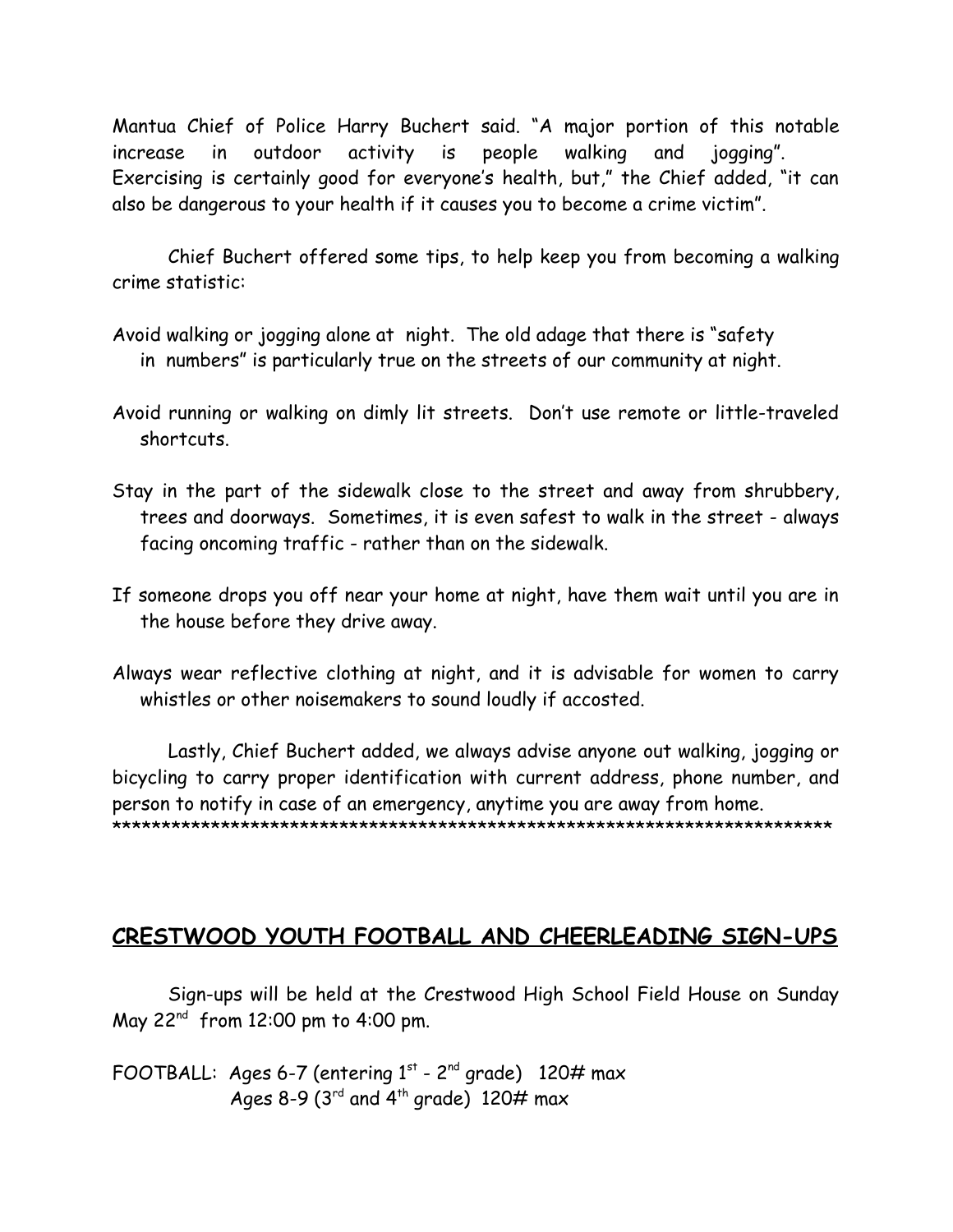Mantua Chief of Police Harry Buchert said. "A major portion of this notable increase in outdoor activity is people walking and jogging". Exercising is certainly good for everyone's health, but," the Chief added, "it can also be dangerous to your health if it causes you to become a crime victim".

Chief Buchert offered some tips, to help keep you from becoming a walking crime statistic:

Avoid walking or jogging alone at night. The old adage that there is "safety in numbers" is particularly true on the streets of our community at night.

Avoid running or walking on dimly lit streets. Don't use remote or little-traveled shortcuts.

Stay in the part of the sidewalk close to the street and away from shrubbery, trees and doorways. Sometimes, it is even safest to walk in the street - always facing oncoming traffic - rather than on the sidewalk.

If someone drops you off near your home at night, have them wait until you are in the house before they drive away.

Always wear reflective clothing at night, and it is advisable for women to carry whistles or other noisemakers to sound loudly if accosted.

Lastly, Chief Buchert added, we always advise anyone out walking, jogging or bicycling to carry proper identification with current address, phone number, and person to notify in case of an emergency, anytime you are away from home.

*************************************************************************

## CRESTWOOD YOUTH FOOTBALL AND CHEERLEADING SIGN-UPS

Sign-ups will be held at the Crestwood High School Field House on Sunday May 22nd from 12:00 pm to 4:00 pm.

FOOTBALL: Ages 6-7 (entering 1st - 2nd grade) 120# max
Ages 8-9 (3rd and 4th grade) 120# max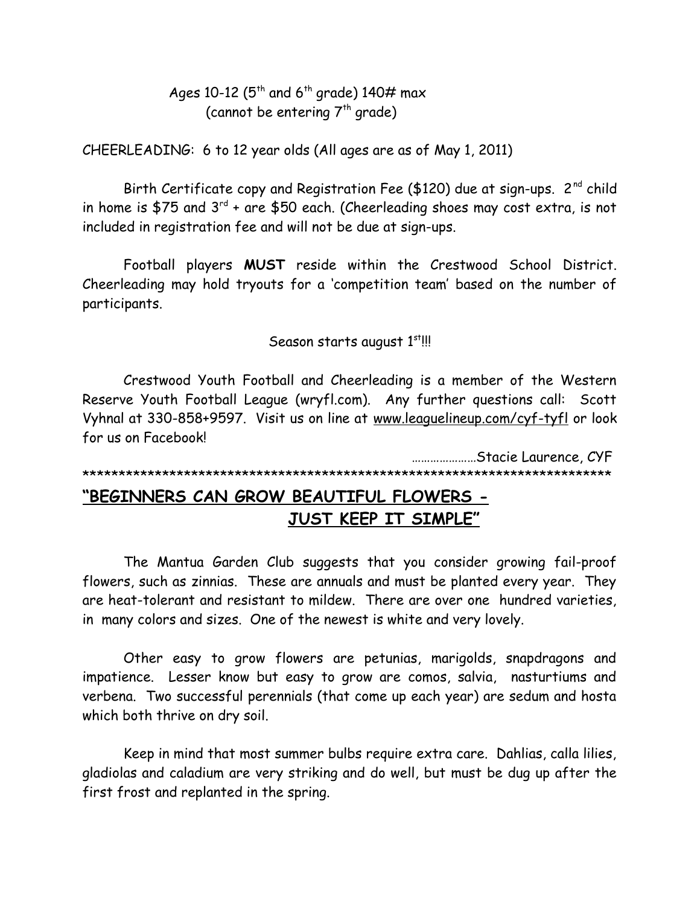Ages 10-12 (5th and 6th grade) 140# max
(cannot be entering 7th grade)

CHEERLEADING: 6 to 12 year olds (All ages are as of May 1, 2011)

Birth Certificate copy and Registration Fee ($120) due at sign-ups. 2nd child in home is $75 and 3rd + are $50 each. (Cheerleading shoes may cost extra, is not included in registration fee and will not be due at sign-ups.

Football players **MUST** reside within the Crestwood School District. Cheerleading may hold tryouts for a 'competition team' based on the number of participants.

Season starts august 1st!!!

Crestwood Youth Football and Cheerleading is a member of the Western Reserve Youth Football League (wryfl.com). Any further questions call: Scott Vyhnal at 330-858+9597. Visit us on line at www.leaguelineup.com/cyf-tyfl or look for us on Facebook!

…………………Stacie Laurence, CYF

***************************************************************************

## "BEGINNERS CAN GROW BEAUTIFUL FLOWERS - JUST KEEP IT SIMPLE"

The Mantua Garden Club suggests that you consider growing fail-proof flowers, such as zinnias. These are annuals and must be planted every year. They are heat-tolerant and resistant to mildew. There are over one hundred varieties, in many colors and sizes. One of the newest is white and very lovely.

Other easy to grow flowers are petunias, marigolds, snapdragons and impatience. Lesser know but easy to grow are comos, salvia, nasturtiums and verbena. Two successful perennials (that come up each year) are sedum and hosta which both thrive on dry soil.

Keep in mind that most summer bulbs require extra care. Dahlias, calla lilies, gladiolas and caladium are very striking and do well, but must be dug up after the first frost and replanted in the spring.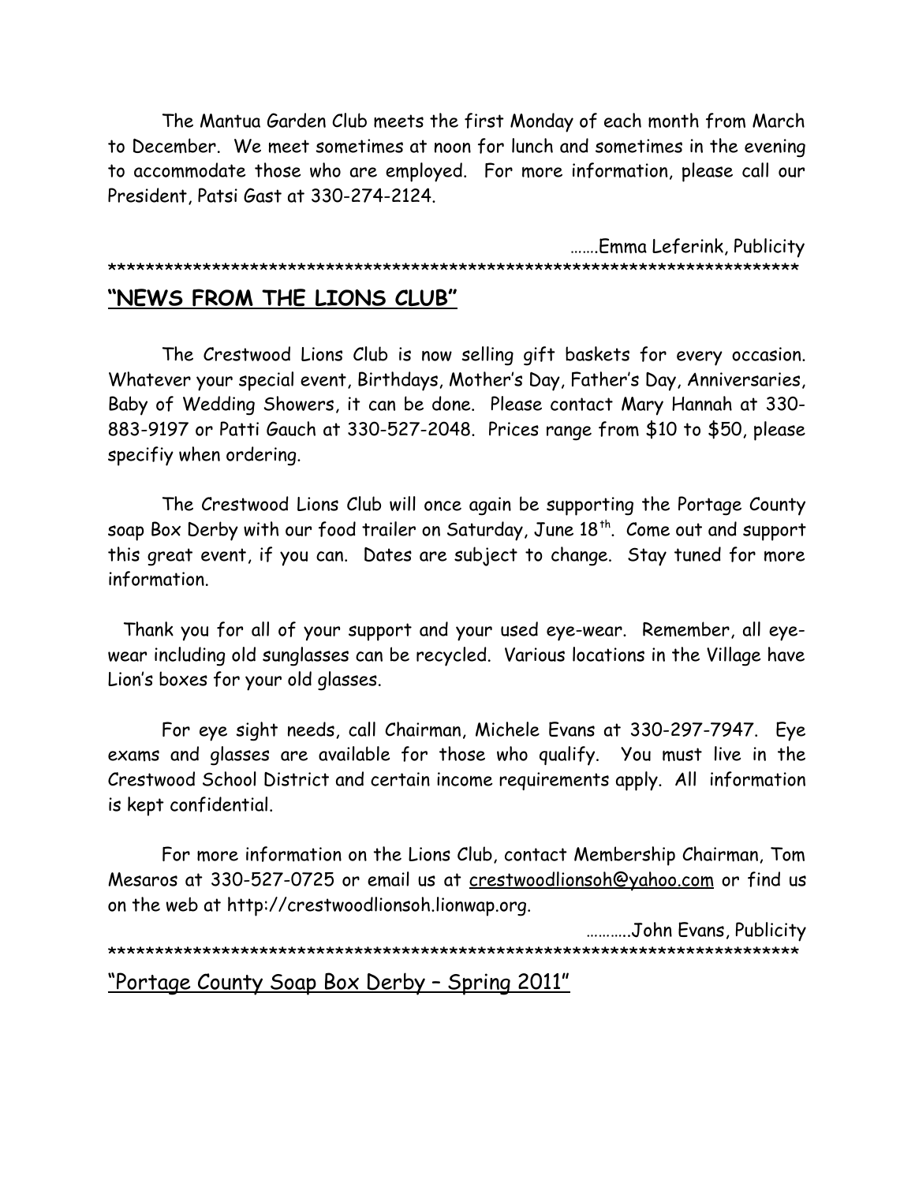The Mantua Garden Club meets the first Monday of each month from March to December. We meet sometimes at noon for lunch and sometimes in the evening to accommodate those who are employed. For more information, please call our President, Patsi Gast at 330-274-2124.

…….Emma Leferink, Publicity

*******************************************************************************

## "NEWS FROM THE LIONS CLUB"

The Crestwood Lions Club is now selling gift baskets for every occasion. Whatever your special event, Birthdays, Mother's Day, Father's Day, Anniversaries, Baby of Wedding Showers, it can be done. Please contact Mary Hannah at 330-883-9197 or Patti Gauch at 330-527-2048. Prices range from $10 to $50, please specifiy when ordering.

The Crestwood Lions Club will once again be supporting the Portage County soap Box Derby with our food trailer on Saturday, June 18th. Come out and support this great event, if you can. Dates are subject to change. Stay tuned for more information.

Thank you for all of your support and your used eye-wear. Remember, all eye-wear including old sunglasses can be recycled. Various locations in the Village have Lion's boxes for your old glasses.

For eye sight needs, call Chairman, Michele Evans at 330-297-7947. Eye exams and glasses are available for those who qualify. You must live in the Crestwood School District and certain income requirements apply. All information is kept confidential.

For more information on the Lions Club, contact Membership Chairman, Tom Mesaros at 330-527-0725 or email us at crestwoodlionsoh@yahoo.com or find us on the web at http://crestwoodlionsoh.lionwap.org.

………..John Evans, Publicity

*******************************************************************************

"Portage County Soap Box Derby – Spring 2011"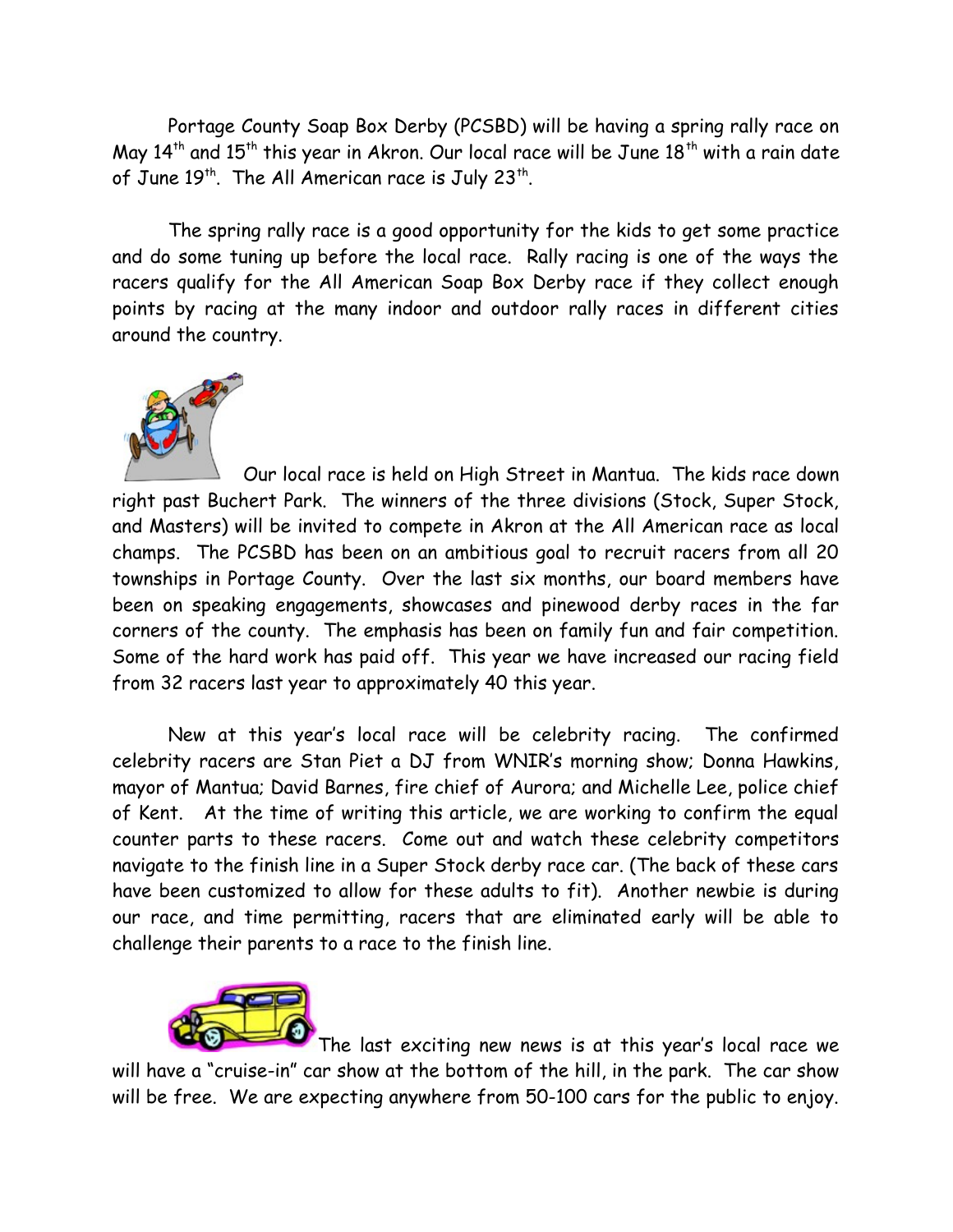Portage County Soap Box Derby (PCSBD) will be having a spring rally race on May 14th and 15th this year in Akron. Our local race will be June 18th with a rain date of June 19th. The All American race is July 23rd.

The spring rally race is a good opportunity for the kids to get some practice and do some tuning up before the local race. Rally racing is one of the ways the racers qualify for the All American Soap Box Derby race if they collect enough points by racing at the many indoor and outdoor rally races in different cities around the country.

Our local race is held on High Street in Mantua. The kids race down right past Buchert Park. The winners of the three divisions (Stock, Super Stock, and Masters) will be invited to compete in Akron at the All American race as local champs. The PCSBD has been on an ambitious goal to recruit racers from all 20 townships in Portage County. Over the last six months, our board members have been on speaking engagements, showcases and pinewood derby races in the far corners of the county. The emphasis has been on family fun and fair competition. Some of the hard work has paid off. This year we have increased our racing field from 32 racers last year to approximately 40 this year.

New at this year's local race will be celebrity racing. The confirmed celebrity racers are Stan Piet a DJ from WNIR's morning show; Donna Hawkins, mayor of Mantua; David Barnes, fire chief of Aurora; and Michelle Lee, police chief of Kent. At the time of writing this article, we are working to confirm the equal counter parts to these racers. Come out and watch these celebrity competitors navigate to the finish line in a Super Stock derby race car. (The back of these cars have been customized to allow for these adults to fit). Another newbie is during our race, and time permitting, racers that are eliminated early will be able to challenge their parents to a race to the finish line.

The last exciting new news is at this year's local race we will have a "cruise-in" car show at the bottom of the hill, in the park. The car show will be free. We are expecting anywhere from 50-100 cars for the public to enjoy.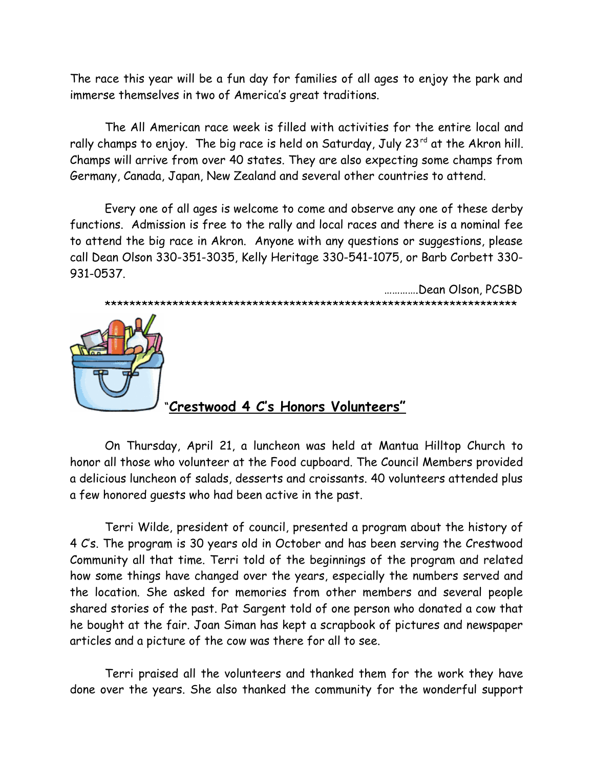The race this year will be a fun day for families of all ages to enjoy the park and immerse themselves in two of America's great traditions.

The All American race week is filled with activities for the entire local and rally champs to enjoy. The big race is held on Saturday, July 23rd at the Akron hill. Champs will arrive from over 40 states. They are also expecting some champs from Germany, Canada, Japan, New Zealand and several other countries to attend.

Every one of all ages is welcome to come and observe any one of these derby functions. Admission is free to the rally and local races and there is a nominal fee to attend the big race in Akron. Anyone with any questions or suggestions, please call Dean Olson 330-351-3035, Kelly Heritage 330-541-1075, or Barb Corbett 330-931-0537.

…………Dean Olson, PCSBD

**********************************************************************

## "Crestwood 4 C's Honors Volunteers"

On Thursday, April 21, a luncheon was held at Mantua Hilltop Church to honor all those who volunteer at the Food cupboard. The Council Members provided a delicious luncheon of salads, desserts and croissants. 40 volunteers attended plus a few honored guests who had been active in the past.

Terri Wilde, president of council, presented a program about the history of 4 C's. The program is 30 years old in October and has been serving the Crestwood Community all that time. Terri told of the beginnings of the program and related how some things have changed over the years, especially the numbers served and the location. She asked for memories from other members and several people shared stories of the past. Pat Sargent told of one person who donated a cow that he bought at the fair. Joan Siman has kept a scrapbook of pictures and newspaper articles and a picture of the cow was there for all to see.

Terri praised all the volunteers and thanked them for the work they have done over the years. She also thanked the community for the wonderful support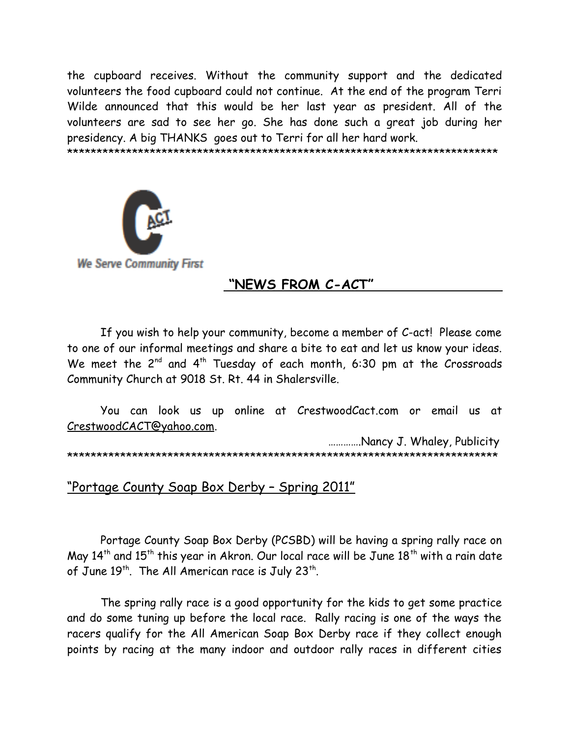the cupboard receives. Without the community support and the dedicated volunteers the food cupboard could not continue. At the end of the program Terri Wilde announced that this would be her last year as president. All of the volunteers are sad to see her go. She has done such a great job during her presidency. A big THANKS goes out to Terri for all her hard work.

**************************************************************************

We Serve Community First

## "NEWS FROM C-ACT"

If you wish to help your community, become a member of C-act! Please come to one of our informal meetings and share a bite to eat and let us know your ideas. We meet the 2nd and 4th Tuesday of each month, 6:30 pm at the Crossroads Community Church at 9018 St. Rt. 44 in Shalersville.

You can look us up online at CrestwoodCact.com or email us at CrestwoodCACT@yahoo.com.

…………Nancy J. Whaley, Publicity

**************************************************************************

## "Portage County Soap Box Derby – Spring 2011"

Portage County Soap Box Derby (PCSBD) will be having a spring rally race on May 14th and 15th this year in Akron. Our local race will be June 18th with a rain date of June 19th. The All American race is July 23rd.

The spring rally race is a good opportunity for the kids to get some practice and do some tuning up before the local race. Rally racing is one of the ways the racers qualify for the All American Soap Box Derby race if they collect enough points by racing at the many indoor and outdoor rally races in different cities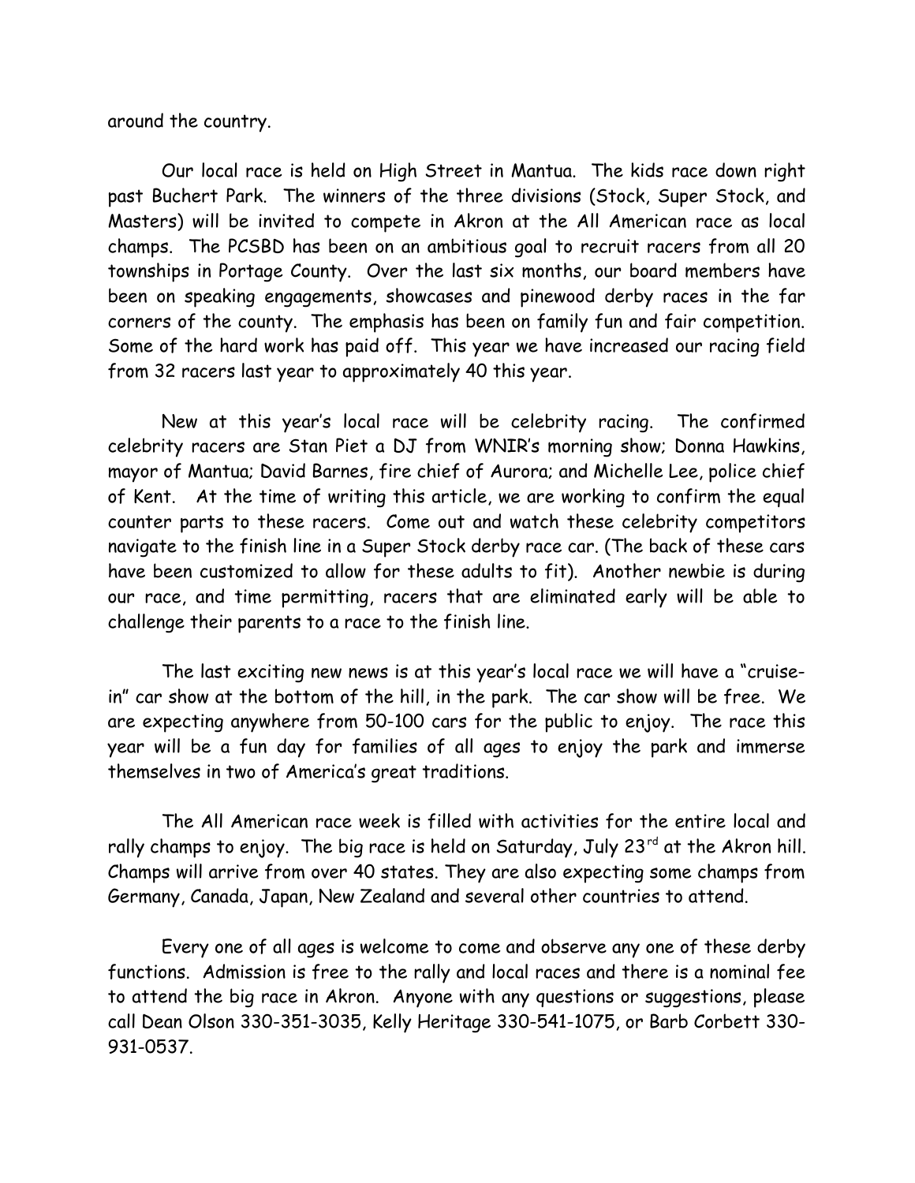around the country.

Our local race is held on High Street in Mantua. The kids race down right past Buchert Park. The winners of the three divisions (Stock, Super Stock, and Masters) will be invited to compete in Akron at the All American race as local champs. The PCSBD has been on an ambitious goal to recruit racers from all 20 townships in Portage County. Over the last six months, our board members have been on speaking engagements, showcases and pinewood derby races in the far corners of the county. The emphasis has been on family fun and fair competition. Some of the hard work has paid off. This year we have increased our racing field from 32 racers last year to approximately 40 this year.

New at this year's local race will be celebrity racing. The confirmed celebrity racers are Stan Piet a DJ from WNIR's morning show; Donna Hawkins, mayor of Mantua; David Barnes, fire chief of Aurora; and Michelle Lee, police chief of Kent. At the time of writing this article, we are working to confirm the equal counter parts to these racers. Come out and watch these celebrity competitors navigate to the finish line in a Super Stock derby race car. (The back of these cars have been customized to allow for these adults to fit). Another newbie is during our race, and time permitting, racers that are eliminated early will be able to challenge their parents to a race to the finish line.

The last exciting new news is at this year's local race we will have a "cruise-in" car show at the bottom of the hill, in the park. The car show will be free. We are expecting anywhere from 50-100 cars for the public to enjoy. The race this year will be a fun day for families of all ages to enjoy the park and immerse themselves in two of America's great traditions.

The All American race week is filled with activities for the entire local and rally champs to enjoy. The big race is held on Saturday, July 23rd at the Akron hill. Champs will arrive from over 40 states. They are also expecting some champs from Germany, Canada, Japan, New Zealand and several other countries to attend.

Every one of all ages is welcome to come and observe any one of these derby functions. Admission is free to the rally and local races and there is a nominal fee to attend the big race in Akron. Anyone with any questions or suggestions, please call Dean Olson 330-351-3035, Kelly Heritage 330-541-1075, or Barb Corbett 330-931-0537.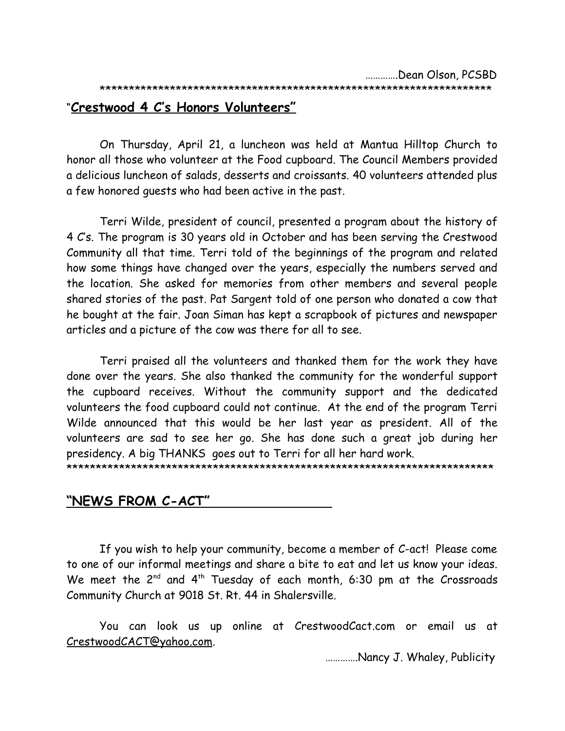…………Dean Olson, PCSBD

*********************************************************************

## "**Crestwood 4 C's Honors Volunteers"**

On Thursday, April 21, a luncheon was held at Mantua Hilltop Church to honor all those who volunteer at the Food cupboard. The Council Members provided a delicious luncheon of salads, desserts and croissants. 40 volunteers attended plus a few honored guests who had been active in the past.

Terri Wilde, president of council, presented a program about the history of 4 C's. The program is 30 years old in October and has been serving the Crestwood Community all that time. Terri told of the beginnings of the program and related how some things have changed over the years, especially the numbers served and the location. She asked for memories from other members and several people shared stories of the past. Pat Sargent told of one person who donated a cow that he bought at the fair. Joan Siman has kept a scrapbook of pictures and newspaper articles and a picture of the cow was there for all to see.

Terri praised all the volunteers and thanked them for the work they have done over the years. She also thanked the community for the wonderful support the cupboard receives. Without the community support and the dedicated volunteers the food cupboard could not continue. At the end of the program Terri Wilde announced that this would be her last year as president. All of the volunteers are sad to see her go. She has done such a great job during her presidency. A big THANKS goes out to Terri for all her hard work.

*************************************************************************

## **"NEWS FROM C-ACT"**

If you wish to help your community, become a member of C-act! Please come to one of our informal meetings and share a bite to eat and let us know your ideas. We meet the 2nd and 4th Tuesday of each month, 6:30 pm at the Crossroads Community Church at 9018 St. Rt. 44 in Shalersville.

You can look us up online at CrestwoodCact.com or email us at CrestwoodCACT@yahoo.com.

………….Nancy J. Whaley, Publicity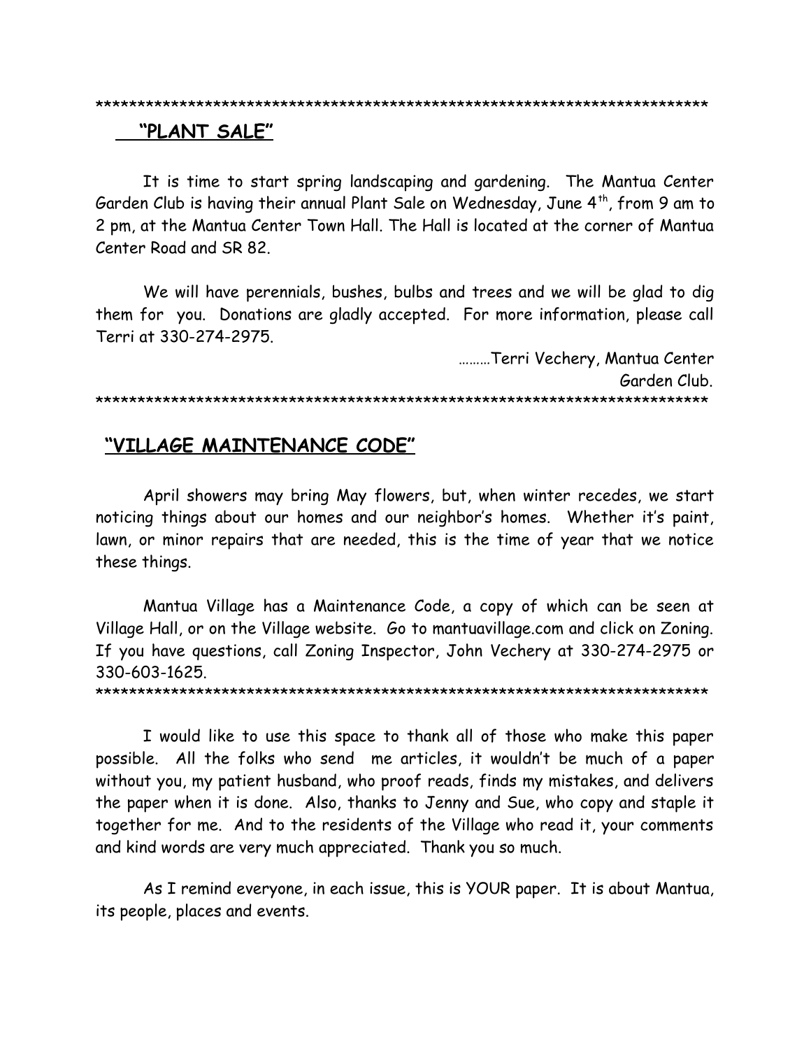***************************************************************************

## "PLANT SALE"

It is time to start spring landscaping and gardening. The Mantua Center Garden Club is having their annual Plant Sale on Wednesday, June 4th, from 9 am to 2 pm, at the Mantua Center Town Hall. The Hall is located at the corner of Mantua Center Road and SR 82.

We will have perennials, bushes, bulbs and trees and we will be glad to dig them for you. Donations are gladly accepted. For more information, please call Terri at 330-274-2975.

………Terri Vechery, Mantua Center Garden Club.

***************************************************************************

## "VILLAGE MAINTENANCE CODE"

April showers may bring May flowers, but, when winter recedes, we start noticing things about our homes and our neighbor's homes. Whether it's paint, lawn, or minor repairs that are needed, this is the time of year that we notice these things.

Mantua Village has a Maintenance Code, a copy of which can be seen at Village Hall, or on the Village website. Go to mantuavillage.com and click on Zoning. If you have questions, call Zoning Inspector, John Vechery at 330-274-2975 or 330-603-1625.

***************************************************************************

I would like to use this space to thank all of those who make this paper possible. All the folks who send me articles, it wouldn't be much of a paper without you, my patient husband, who proof reads, finds my mistakes, and delivers the paper when it is done. Also, thanks to Jenny and Sue, who copy and staple it together for me. And to the residents of the Village who read it, your comments and kind words are very much appreciated. Thank you so much.

As I remind everyone, in each issue, this is YOUR paper. It is about Mantua, its people, places and events.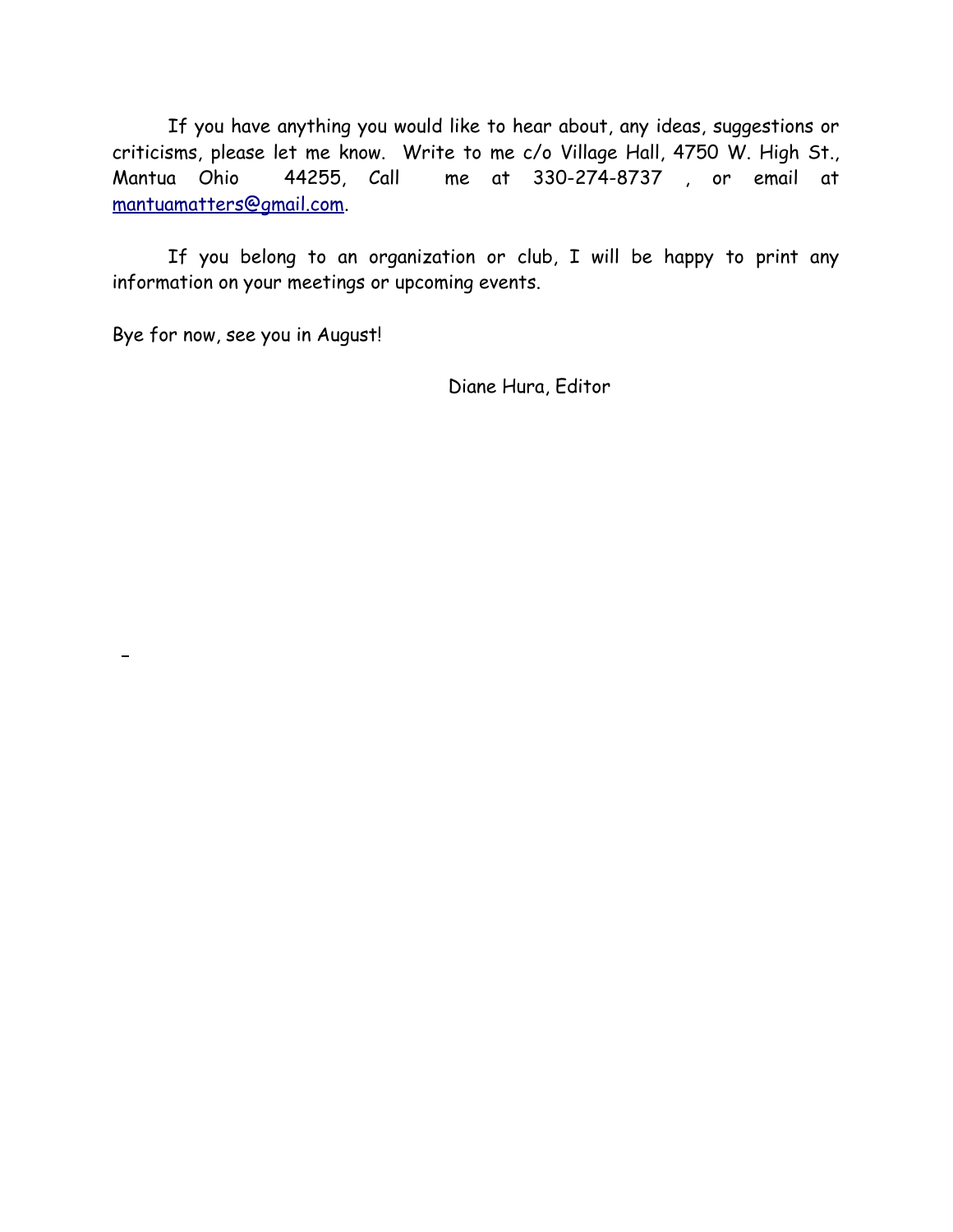If you have anything you would like to hear about, any ideas, suggestions or criticisms, please let me know. Write to me c/o Village Hall, 4750 W. High St., Mantua Ohio 44255, Call me at 330-274-8737 , or email at mantuamatters@gmail.com.

If you belong to an organization or club, I will be happy to print any information on your meetings or upcoming events.

Bye for now, see you in August!

Diane Hura, Editor